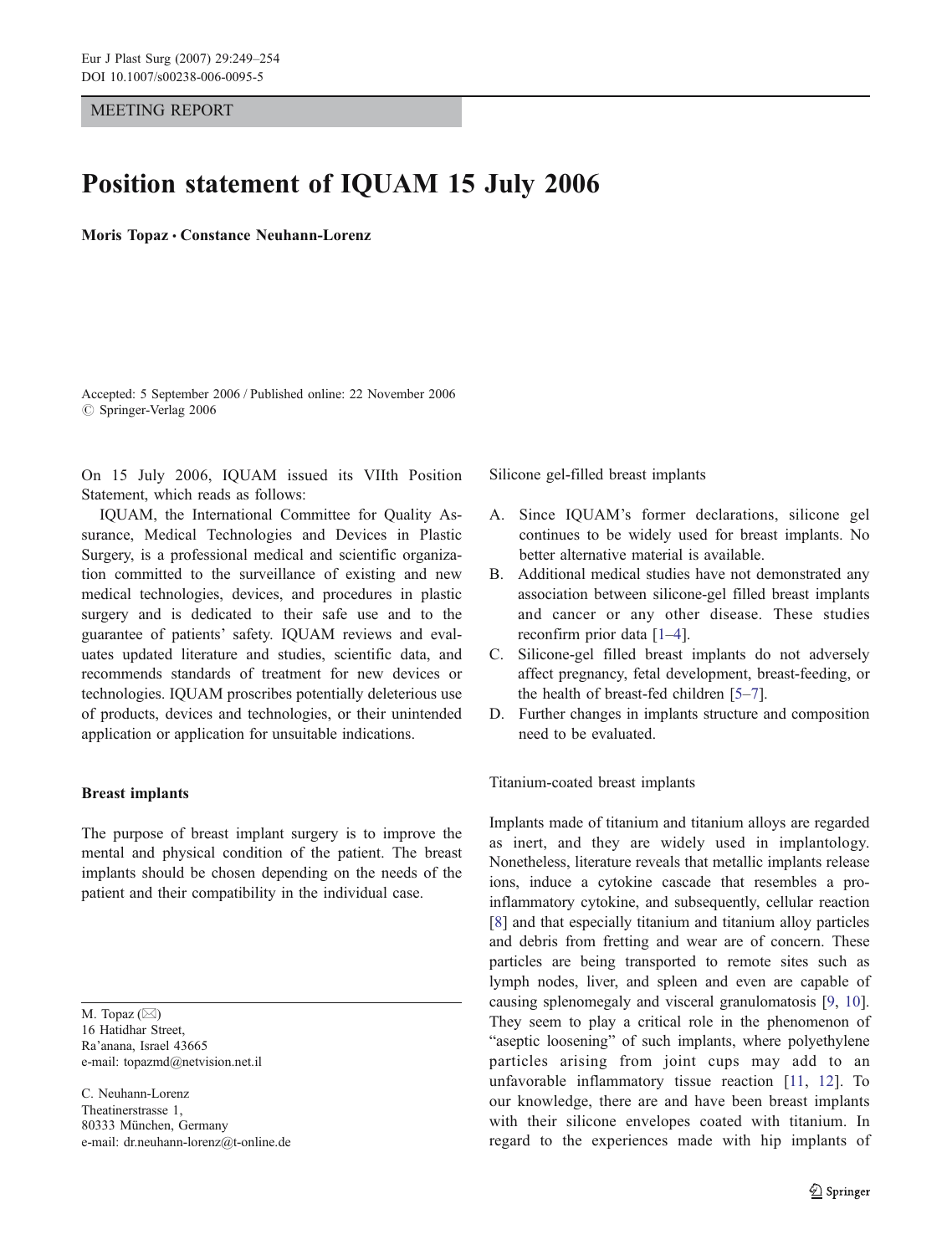MEETING REPORT

# Position statement of IQUAM 15 July 2006

**Moris Topaz · Constance Neuhann-Lorenz**

Accepted: 5 September 2006 / Published online: 22 November 2006
© Springer-Verlag 2006

On 15 July 2006, IQUAM issued its VIIth Position Statement, which reads as follows:

IQUAM, the International Committee for Quality Assurance, Medical Technologies and Devices in Plastic Surgery, is a professional medical and scientific organization committed to the surveillance of existing and new medical technologies, devices, and procedures in plastic surgery and is dedicated to their safe use and to the guarantee of patients' safety. IQUAM reviews and evaluates updated literature and studies, scientific data, and recommends standards of treatment for new devices or technologies. IQUAM proscribes potentially deleterious use of products, devices and technologies, or their unintended application or application for unsuitable indications.

## Breast implants

The purpose of breast implant surgery is to improve the mental and physical condition of the patient. The breast implants should be chosen depending on the needs of the patient and their compatibility in the individual case.

M. Topaz (✉)
16 Hatidhar Street,
Ra'anana, Israel 43665
e-mail: topazmd@netvision.net.il

C. Neuhann-Lorenz
Theatinerstrasse 1,
80333 München, Germany
e-mail: dr.neuhann-lorenz@t-online.de

### Silicone gel-filled breast implants

A. Since IQUAM's former declarations, silicone gel continues to be widely used for breast implants. No better alternative material is available.
B. Additional medical studies have not demonstrated any association between silicone-gel filled breast implants and cancer or any other disease. These studies reconfirm prior data [1–4].
C. Silicone-gel filled breast implants do not adversely affect pregnancy, fetal development, breast-feeding, or the health of breast-fed children [5–7].
D. Further changes in implants structure and composition need to be evaluated.

### Titanium-coated breast implants

Implants made of titanium and titanium alloys are regarded as inert, and they are widely used in implantology. Nonetheless, literature reveals that metallic implants release ions, induce a cytokine cascade that resembles a pro-inflammatory cytokine, and subsequently, cellular reaction [8] and that especially titanium and titanium alloy particles and debris from fretting and wear are of concern. These particles are being transported to remote sites such as lymph nodes, liver, and spleen and even are capable of causing splenomegaly and visceral granulomatosis [9, 10]. They seem to play a critical role in the phenomenon of "aseptic loosening" of such implants, where polyethylene particles arising from joint cups may add to an unfavorable inflammatory tissue reaction [11, 12]. To our knowledge, there are and have been breast implants with their silicone envelopes coated with titanium. In regard to the experiences made with hip implants of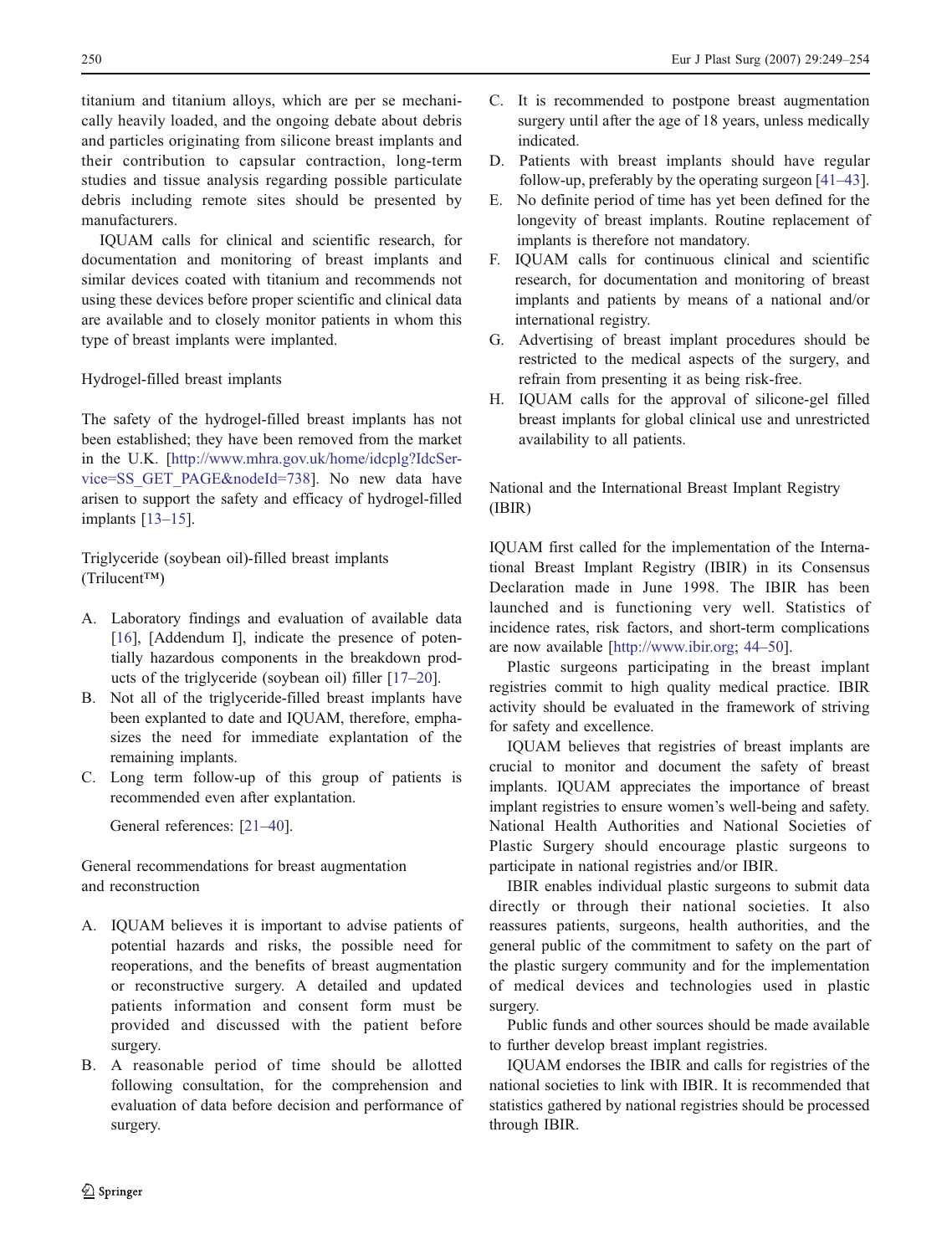titanium and titanium alloys, which are per se mechanically heavily loaded, and the ongoing debate about debris and particles originating from silicone breast implants and their contribution to capsular contraction, long-term studies and tissue analysis regarding possible particulate debris including remote sites should be presented by manufacturers.

IQUAM calls for clinical and scientific research, for documentation and monitoring of breast implants and similar devices coated with titanium and recommends not using these devices before proper scientific and clinical data are available and to closely monitor patients in whom this type of breast implants were implanted.

### Hydrogel-filled breast implants

The safety of the hydrogel-filled breast implants has not been established; they have been removed from the market in the U.K. [http://www.mhra.gov.uk/home/idcplg?IdcService=SS_GET_PAGE&nodeId=738]. No new data have arisen to support the safety and efficacy of hydrogel-filled implants [13–15].

### Triglyceride (soybean oil)-filled breast implants (Trilucent™)

A. Laboratory findings and evaluation of available data [16], [Addendum I], indicate the presence of potentially hazardous components in the breakdown products of the triglyceride (soybean oil) filler [17–20].
B. Not all of the triglyceride-filled breast implants have been explanted to date and IQUAM, therefore, emphasizes the need for immediate explantation of the remaining implants.
C. Long term follow-up of this group of patients is recommended even after explantation.

General references: [21–40].

### General recommendations for breast augmentation and reconstruction

A. IQUAM believes it is important to advise patients of potential hazards and risks, the possible need for reoperations, and the benefits of breast augmentation or reconstructive surgery. A detailed and updated patients information and consent form must be provided and discussed with the patient before surgery.
B. A reasonable period of time should be allotted following consultation, for the comprehension and evaluation of data before decision and performance of surgery.
C. It is recommended to postpone breast augmentation surgery until after the age of 18 years, unless medically indicated.
D. Patients with breast implants should have regular follow-up, preferably by the operating surgeon [41–43].
E. No definite period of time has yet been defined for the longevity of breast implants. Routine replacement of implants is therefore not mandatory.
F. IQUAM calls for continuous clinical and scientific research, for documentation and monitoring of breast implants and patients by means of a national and/or international registry.
G. Advertising of breast implant procedures should be restricted to the medical aspects of the surgery, and refrain from presenting it as being risk-free.
H. IQUAM calls for the approval of silicone-gel filled breast implants for global clinical use and unrestricted availability to all patients.

### National and the International Breast Implant Registry (IBIR)

IQUAM first called for the implementation of the International Breast Implant Registry (IBIR) in its Consensus Declaration made in June 1998. The IBIR has been launched and is functioning very well. Statistics of incidence rates, risk factors, and short-term complications are now available [http://www.ibir.org; 44–50].

Plastic surgeons participating in the breast implant registries commit to high quality medical practice. IBIR activity should be evaluated in the framework of striving for safety and excellence.

IQUAM believes that registries of breast implants are crucial to monitor and document the safety of breast implants. IQUAM appreciates the importance of breast implant registries to ensure women's well-being and safety. National Health Authorities and National Societies of Plastic Surgery should encourage plastic surgeons to participate in national registries and/or IBIR.

IBIR enables individual plastic surgeons to submit data directly or through their national societies. It also reassures patients, surgeons, health authorities, and the general public of the commitment to safety on the part of the plastic surgery community and for the implementation of medical devices and technologies used in plastic surgery.

Public funds and other sources should be made available to further develop breast implant registries.

IQUAM endorses the IBIR and calls for registries of the national societies to link with IBIR. It is recommended that statistics gathered by national registries should be processed through IBIR.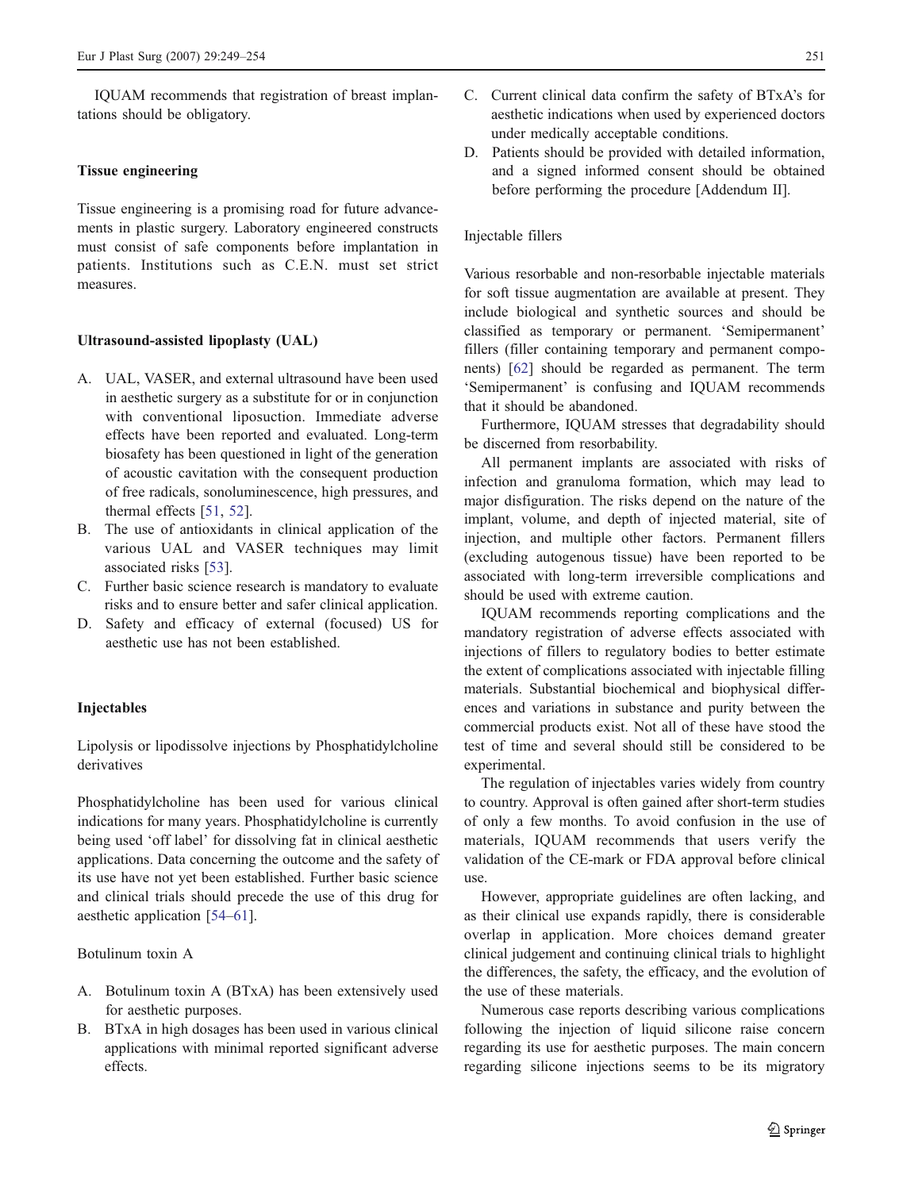IQUAM recommends that registration of breast implantations should be obligatory.

### Tissue engineering

Tissue engineering is a promising road for future advancements in plastic surgery. Laboratory engineered constructs must consist of safe components before implantation in patients. Institutions such as C.E.N. must set strict measures.

### Ultrasound-assisted lipoplasty (UAL)

A. UAL, VASER, and external ultrasound have been used in aesthetic surgery as a substitute for or in conjunction with conventional liposuction. Immediate adverse effects have been reported and evaluated. Long-term biosafety has been questioned in light of the generation of acoustic cavitation with the consequent production of free radicals, sonoluminescence, high pressures, and thermal effects [51, 52].
B. The use of antioxidants in clinical application of the various UAL and VASER techniques may limit associated risks [53].
C. Further basic science research is mandatory to evaluate risks and to ensure better and safer clinical application.
D. Safety and efficacy of external (focused) US for aesthetic use has not been established.

### Injectables

#### Lipolysis or lipodissolve injections by Phosphatidylcholine derivatives

Phosphatidylcholine has been used for various clinical indications for many years. Phosphatidylcholine is currently being used 'off label' for dissolving fat in clinical aesthetic applications. Data concerning the outcome and the safety of its use have not yet been established. Further basic science and clinical trials should precede the use of this drug for aesthetic application [54–61].

#### Botulinum toxin A

A. Botulinum toxin A (BTxA) has been extensively used for aesthetic purposes.
B. BTxA in high dosages has been used in various clinical applications with minimal reported significant adverse effects.
C. Current clinical data confirm the safety of BTxA's for aesthetic indications when used by experienced doctors under medically acceptable conditions.
D. Patients should be provided with detailed information, and a signed informed consent should be obtained before performing the procedure [Addendum II].

#### Injectable fillers

Various resorbable and non-resorbable injectable materials for soft tissue augmentation are available at present. They include biological and synthetic sources and should be classified as temporary or permanent. 'Semipermanent' fillers (filler containing temporary and permanent components) [62] should be regarded as permanent. The term 'Semipermanent' is confusing and IQUAM recommends that it should be abandoned.

Furthermore, IQUAM stresses that degradability should be discerned from resorbability.

All permanent implants are associated with risks of infection and granuloma formation, which may lead to major disfiguration. The risks depend on the nature of the implant, volume, and depth of injected material, site of injection, and multiple other factors. Permanent fillers (excluding autogenous tissue) have been reported to be associated with long-term irreversible complications and should be used with extreme caution.

IQUAM recommends reporting complications and the mandatory registration of adverse effects associated with injections of fillers to regulatory bodies to better estimate the extent of complications associated with injectable filling materials. Substantial biochemical and biophysical differences and variations in substance and purity between the commercial products exist. Not all of these have stood the test of time and several should still be considered to be experimental.

The regulation of injectables varies widely from country to country. Approval is often gained after short-term studies of only a few months. To avoid confusion in the use of materials, IQUAM recommends that users verify the validation of the CE-mark or FDA approval before clinical use.

However, appropriate guidelines are often lacking, and as their clinical use expands rapidly, there is considerable overlap in application. More choices demand greater clinical judgement and continuing clinical trials to highlight the differences, the safety, the efficacy, and the evolution of the use of these materials.

Numerous case reports describing various complications following the injection of liquid silicone raise concern regarding its use for aesthetic purposes. The main concern regarding silicone injections seems to be its migratory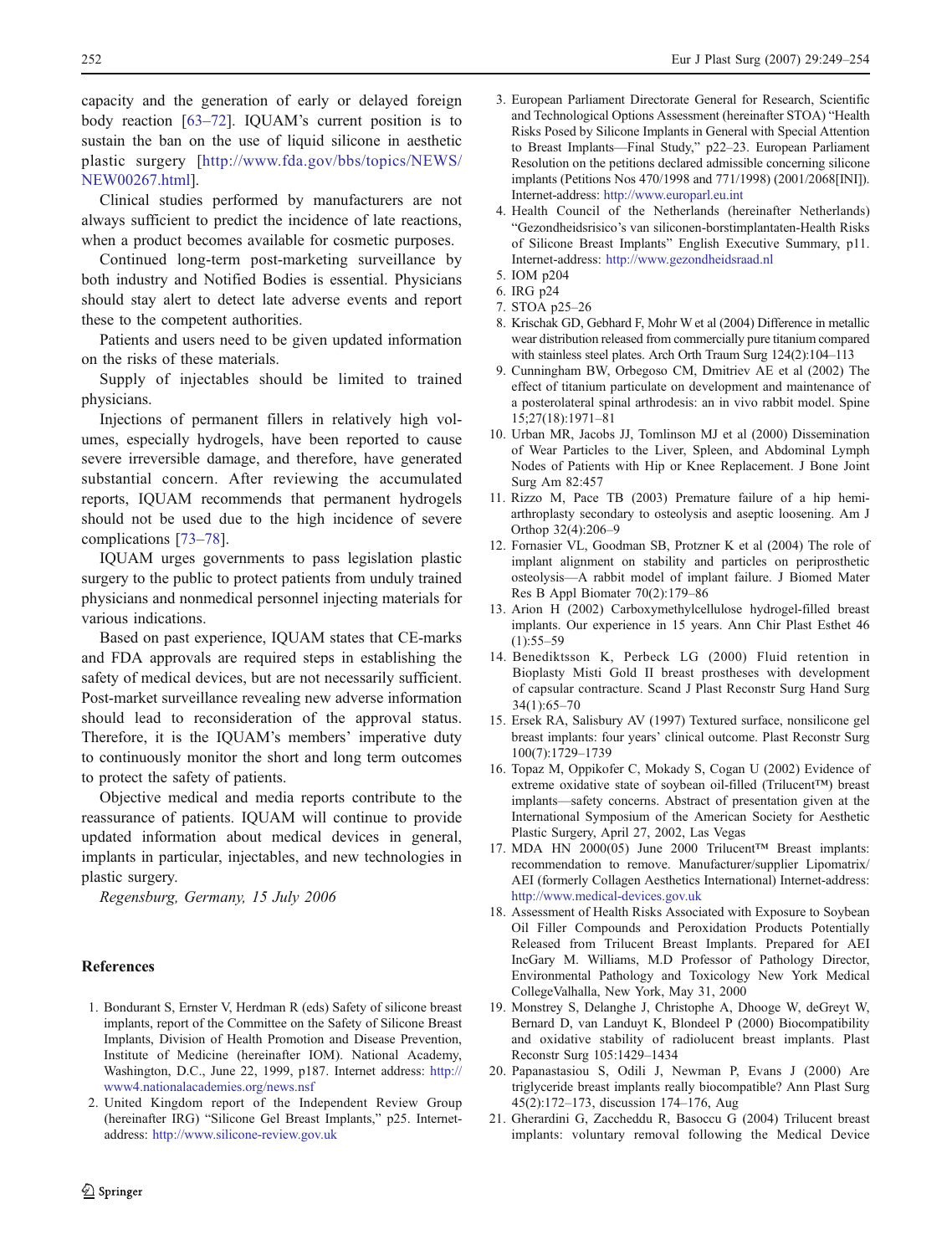capacity and the generation of early or delayed foreign body reaction [63–72]. IQUAM's current position is to sustain the ban on the use of liquid silicone in aesthetic plastic surgery [http://www.fda.gov/bbs/topics/NEWS/NEW00267.html].

Clinical studies performed by manufacturers are not always sufficient to predict the incidence of late reactions, when a product becomes available for cosmetic purposes.

Continued long-term post-marketing surveillance by both industry and Notified Bodies is essential. Physicians should stay alert to detect late adverse events and report these to the competent authorities.

Patients and users need to be given updated information on the risks of these materials.

Supply of injectables should be limited to trained physicians.

Injections of permanent fillers in relatively high volumes, especially hydrogels, have been reported to cause severe irreversible damage, and therefore, have generated substantial concern. After reviewing the accumulated reports, IQUAM recommends that permanent hydrogels should not be used due to the high incidence of severe complications [73–78].

IQUAM urges governments to pass legislation plastic surgery to the public to protect patients from unduly trained physicians and nonmedical personnel injecting materials for various indications.

Based on past experience, IQUAM states that CE-marks and FDA approvals are required steps in establishing the safety of medical devices, but are not necessarily sufficient. Post-market surveillance revealing new adverse information should lead to reconsideration of the approval status. Therefore, it is the IQUAM's members' imperative duty to continuously monitor the short and long term outcomes to protect the safety of patients.

Objective medical and media reports contribute to the reassurance of patients. IQUAM will continue to provide updated information about medical devices in general, implants in particular, injectables, and new technologies in plastic surgery.

*Regensburg, Germany, 15 July 2006*

## References

1. Bondurant S, Ernster V, Herdman R (eds) Safety of silicone breast implants, report of the Committee on the Safety of Silicone Breast Implants, Division of Health Promotion and Disease Prevention, Institute of Medicine (hereinafter IOM). National Academy, Washington, D.C., June 22, 1999, p187. Internet address: http://www4.nationalacademies.org/news.nsf
2. United Kingdom report of the Independent Review Group (hereinafter IRG) "Silicone Gel Breast Implants," p25. Internet-address: http://www.silicone-review.gov.uk
3. European Parliament Directorate General for Research, Scientific and Technological Options Assessment (hereinafter STOA) "Health Risks Posed by Silicone Implants in General with Special Attention to Breast Implants—Final Study," p22–23. European Parliament Resolution on the petitions declared admissible concerning silicone implants (Petitions Nos 470/1998 and 771/1998) (2001/2068[INI]). Internet-address: http://www.europarl.eu.int
4. Health Council of the Netherlands (hereinafter Netherlands) "Gezondheidsrisico's van siliconen-borstimplantaten-Health Risks of Silicone Breast Implants" English Executive Summary, p11. Internet-address: http://www.gezondheidsraad.nl
5. IOM p204
6. IRG p24
7. STOA p25–26
8. Krischak GD, Gebhard F, Mohr W et al (2004) Difference in metallic wear distribution released from commercially pure titanium compared with stainless steel plates. Arch Orth Traum Surg 124(2):104–113
9. Cunningham BW, Orbegoso CM, Dmitriev AE et al (2002) The effect of titanium particulate on development and maintenance of a posterolateral spinal arthrodesis: an in vivo rabbit model. Spine 15;27(18):1971–81
10. Urban MR, Jacobs JJ, Tomlinson MJ et al (2000) Dissemination of Wear Particles to the Liver, Spleen, and Abdominal Lymph Nodes of Patients with Hip or Knee Replacement. J Bone Joint Surg Am 82:457
11. Rizzo M, Pace TB (2003) Premature failure of a hip hemi-arthroplasty secondary to osteolysis and aseptic loosening. Am J Orthop 32(4):206–9
12. Fornasier VL, Goodman SB, Protzner K et al (2004) The role of implant alignment on stability and particles on periprosthetic osteolysis—A rabbit model of implant failure. J Biomed Mater Res B Appl Biomater 70(2):179–86
13. Arion H (2002) Carboxymethylcellulose hydrogel-filled breast implants. Our experience in 15 years. Ann Chir Plast Esthet 46 (1):55–59
14. Benediktsson K, Perbeck LG (2000) Fluid retention in Bioplasty Misti Gold II breast prostheses with development of capsular contracture. Scand J Plast Reconstr Surg Hand Surg 34(1):65–70
15. Ersek RA, Salisbury AV (1997) Textured surface, nonsilicone gel breast implants: four years' clinical outcome. Plast Reconstr Surg 100(7):1729–1739
16. Topaz M, Oppikofer C, Mokady S, Cogan U (2002) Evidence of extreme oxidative state of soybean oil-filled (Trilucent™) breast implants—safety concerns. Abstract of presentation given at the International Symposium of the American Society for Aesthetic Plastic Surgery, April 27, 2002, Las Vegas
17. MDA HN 2000(05) June 2000 Trilucent™ Breast implants: recommendation to remove. Manufacturer/supplier Lipomatrix/AEI (formerly Collagen Aesthetics International) Internet-address: http://www.medical-devices.gov.uk
18. Assessment of Health Risks Associated with Exposure to Soybean Oil Filler Compounds and Peroxidation Products Potentially Released from Trilucent Breast Implants. Prepared for AEI IncGary M. Williams, M.D Professor of Pathology Director, Environmental Pathology and Toxicology New York Medical CollegeValhalla, New York, May 31, 2000
19. Monstrey S, Delanghe J, Christophe A, Dhooge W, deGreyt W, Bernard D, van Landuyt K, Blondeel P (2000) Biocompatibility and oxidative stability of radiolucent breast implants. Plast Reconstr Surg 105:1429–1434
20. Papanastasiou S, Odili J, Newman P, Evans J (2000) Are triglyceride breast implants really biocompatible? Ann Plast Surg 45(2):172–173, discussion 174–176, Aug
21. Gherardini G, Zaccheddu R, Basoccu G (2004) Trilucent breast implants: voluntary removal following the Medical Device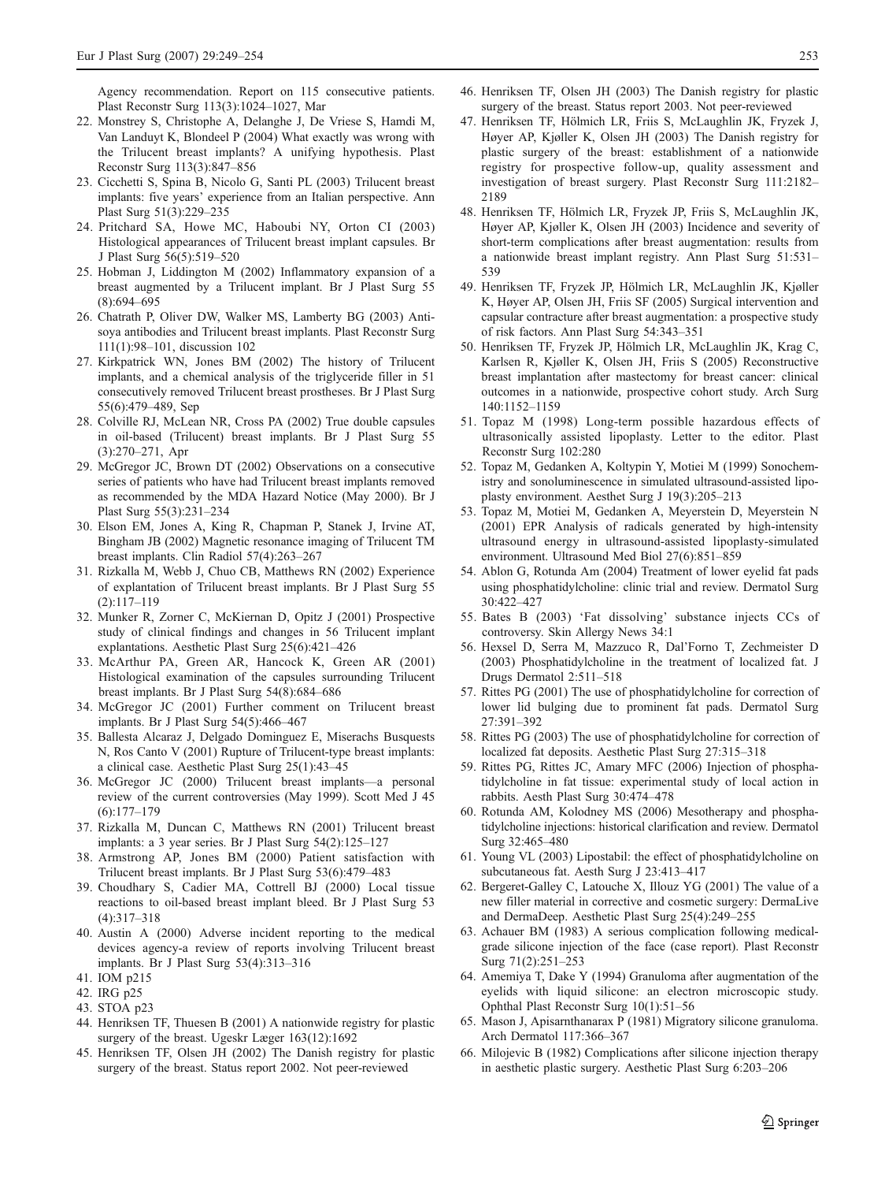Agency recommendation. Report on 115 consecutive patients. Plast Reconstr Surg 113(3):1024–1027, Mar

22. Monstrey S, Christophe A, Delanghe J, De Vriese S, Hamdi M, Van Landuyt K, Blondeel P (2004) What exactly was wrong with the Trilucent breast implants? A unifying hypothesis. Plast Reconstr Surg 113(3):847–856
23. Cicchetti S, Spina B, Nicolo G, Santi PL (2003) Trilucent breast implants: five years' experience from an Italian perspective. Ann Plast Surg 51(3):229–235
24. Pritchard SA, Howe MC, Haboubi NY, Orton CI (2003) Histological appearances of Trilucent breast implant capsules. Br J Plast Surg 56(5):519–520
25. Hobman J, Liddington M (2002) Inflammatory expansion of a breast augmented by a Trilucent implant. Br J Plast Surg 55 (8):694–695
26. Chatrath P, Oliver DW, Walker MS, Lamberty BG (2003) Anti-soya antibodies and Trilucent breast implants. Plast Reconstr Surg 111(1):98–101, discussion 102
27. Kirkpatrick WN, Jones BM (2002) The history of Trilucent implants, and a chemical analysis of the triglyceride filler in 51 consecutively removed Trilucent breast prostheses. Br J Plast Surg 55(6):479–489, Sep
28. Colville RJ, McLean NR, Cross PA (2002) True double capsules in oil-based (Trilucent) breast implants. Br J Plast Surg 55 (3):270–271, Apr
29. McGregor JC, Brown DT (2002) Observations on a consecutive series of patients who have had Trilucent breast implants removed as recommended by the MDA Hazard Notice (May 2000). Br J Plast Surg 55(3):231–234
30. Elson EM, Jones A, King R, Chapman P, Stanek J, Irvine AT, Bingham JB (2002) Magnetic resonance imaging of Trilucent TM breast implants. Clin Radiol 57(4):263–267
31. Rizkalla M, Webb J, Chuo CB, Matthews RN (2002) Experience of explantation of Trilucent breast implants. Br J Plast Surg 55 (2):117–119
32. Munker R, Zorner C, McKiernan D, Opitz J (2001) Prospective study of clinical findings and changes in 56 Trilucent implant explantations. Aesthetic Plast Surg 25(6):421–426
33. McArthur PA, Green AR, Hancock K, Green AR (2001) Histological examination of the capsules surrounding Trilucent breast implants. Br J Plast Surg 54(8):684–686
34. McGregor JC (2001) Further comment on Trilucent breast implants. Br J Plast Surg 54(5):466–467
35. Ballesta Alcaraz J, Delgado Dominguez E, Miserachs Busquests N, Ros Canto V (2001) Rupture of Trilucent-type breast implants: a clinical case. Aesthetic Plast Surg 25(1):43–45
36. McGregor JC (2000) Trilucent breast implants—a personal review of the current controversies (May 1999). Scott Med J 45 (6):177–179
37. Rizkalla M, Duncan C, Matthews RN (2001) Trilucent breast implants: a 3 year series. Br J Plast Surg 54(2):125–127
38. Armstrong AP, Jones BM (2000) Patient satisfaction with Trilucent breast implants. Br J Plast Surg 53(6):479–483
39. Choudhary S, Cadier MA, Cottrell BJ (2000) Local tissue reactions to oil-based breast implant bleed. Br J Plast Surg 53 (4):317–318
40. Austin A (2000) Adverse incident reporting to the medical devices agency-a review of reports involving Trilucent breast implants. Br J Plast Surg 53(4):313–316
41. IOM p215
42. IRG p25
43. STOA p23
44. Henriksen TF, Thuesen B (2001) A nationwide registry for plastic surgery of the breast. Ugeskr Læger 163(12):1692
45. Henriksen TF, Olsen JH (2002) The Danish registry for plastic surgery of the breast. Status report 2002. Not peer-reviewed
46. Henriksen TF, Olsen JH (2003) The Danish registry for plastic surgery of the breast. Status report 2003. Not peer-reviewed
47. Henriksen TF, Hölmich LR, Friis S, McLaughlin JK, Fryzek J, Høyer AP, Kjøller K, Olsen JH (2003) The Danish registry for plastic surgery of the breast: establishment of a nationwide registry for prospective follow-up, quality assessment and investigation of breast surgery. Plast Reconstr Surg 111:2182–2189
48. Henriksen TF, Hölmich LR, Fryzek JP, Friis S, McLaughlin JK, Høyer AP, Kjøller K, Olsen JH (2003) Incidence and severity of short-term complications after breast augmentation: results from a nationwide breast implant registry. Ann Plast Surg 51:531–539
49. Henriksen TF, Fryzek JP, Hölmich LR, McLaughlin JK, Kjøller K, Høyer AP, Olsen JH, Friis SF (2005) Surgical intervention and capsular contracture after breast augmentation: a prospective study of risk factors. Ann Plast Surg 54:343–351
50. Henriksen TF, Fryzek JP, Hölmich LR, McLaughlin JK, Krag C, Karlsen R, Kjøller K, Olsen JH, Friis S (2005) Reconstructive breast implantation after mastectomy for breast cancer: clinical outcomes in a nationwide, prospective cohort study. Arch Surg 140:1152–1159
51. Topaz M (1998) Long-term possible hazardous effects of ultrasonically assisted lipoplasty. Letter to the editor. Plast Reconstr Surg 102:280
52. Topaz M, Gedanken A, Koltypin Y, Motiei M (1999) Sonochemistry and sonoluminescence in simulated ultrasound-assisted lipoplasty environment. Aesthet Surg J 19(3):205–213
53. Topaz M, Motiei M, Gedanken A, Meyerstein D, Meyerstein N (2001) EPR Analysis of radicals generated by high-intensity ultrasound energy in ultrasound-assisted lipoplasty-simulated environment. Ultrasound Med Biol 27(6):851–859
54. Ablon G, Rotunda Am (2004) Treatment of lower eyelid fat pads using phosphatidylcholine: clinic trial and review. Dermatol Surg 30:422–427
55. Bates B (2003) 'Fat dissolving' substance injects CCs of controversy. Skin Allergy News 34:1
56. Hexsel D, Serra M, Mazzuco R, Dal'Forno T, Zechmeister D (2003) Phosphatidylcholine in the treatment of localized fat. J Drugs Dermatol 2:511–518
57. Rittes PG (2001) The use of phosphatidylcholine for correction of lower lid bulging due to prominent fat pads. Dermatol Surg 27:391–392
58. Rittes PG (2003) The use of phosphatidylcholine for correction of localized fat deposits. Aesthetic Plast Surg 27:315–318
59. Rittes PG, Rittes JC, Amary MFC (2006) Injection of phosphatidylcholine in fat tissue: experimental study of local action in rabbits. Aesth Plast Surg 30:474–478
60. Rotunda AM, Kolodney MS (2006) Mesotherapy and phosphatidylcholine injections: historical clarification and review. Dermatol Surg 32:465–480
61. Young VL (2003) Lipostabil: the effect of phosphatidylcholine on subcutaneous fat. Aesth Surg J 23:413–417
62. Bergeret-Galley C, Latouche X, Illouz YG (2001) The value of a new filler material in corrective and cosmetic surgery: DermaLive and DermaDeep. Aesthetic Plast Surg 25(4):249–255
63. Achauer BM (1983) A serious complication following medical-grade silicone injection of the face (case report). Plast Reconstr Surg 71(2):251–253
64. Amemiya T, Dake Y (1994) Granuloma after augmentation of the eyelids with liquid silicone: an electron microscopic study. Ophthal Plast Reconstr Surg 10(1):51–56
65. Mason J, Apisarnthanarax P (1981) Migratory silicone granuloma. Arch Dermatol 117:366–367
66. Milojevic B (1982) Complications after silicone injection therapy in aesthetic plastic surgery. Aesthetic Plast Surg 6:203–206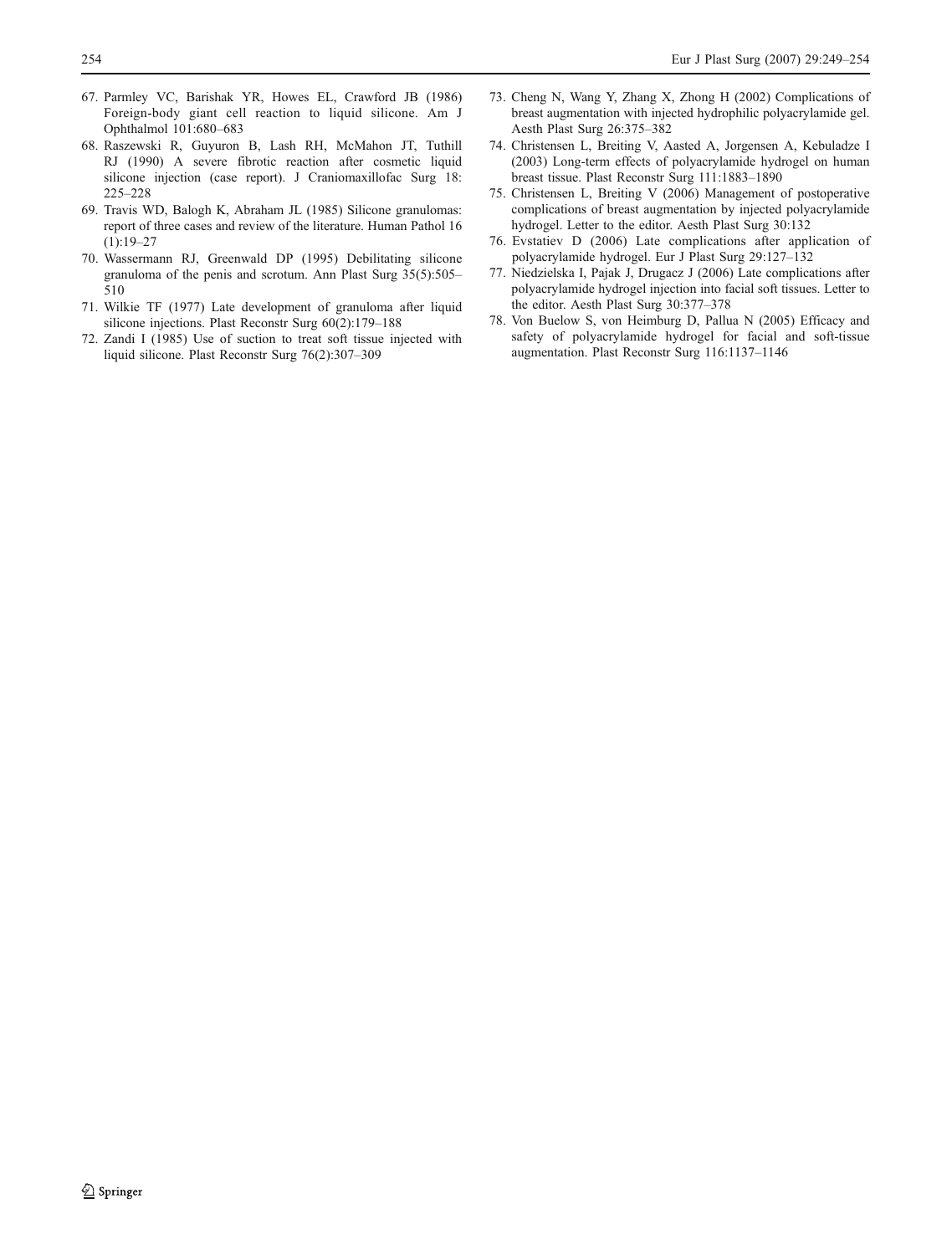67. Parmley VC, Barishak YR, Howes EL, Crawford JB (1986) Foreign-body giant cell reaction to liquid silicone. Am J Ophthalmol 101:680–683
68. Raszewski R, Guyuron B, Lash RH, McMahon JT, Tuthill RJ (1990) A severe fibrotic reaction after cosmetic liquid silicone injection (case report). J Craniomaxillofac Surg 18: 225–228
69. Travis WD, Balogh K, Abraham JL (1985) Silicone granulomas: report of three cases and review of the literature. Human Pathol 16 (1):19–27
70. Wassermann RJ, Greenwald DP (1995) Debilitating silicone granuloma of the penis and scrotum. Ann Plast Surg 35(5):505–510
71. Wilkie TF (1977) Late development of granuloma after liquid silicone injections. Plast Reconstr Surg 60(2):179–188
72. Zandi I (1985) Use of suction to treat soft tissue injected with liquid silicone. Plast Reconstr Surg 76(2):307–309
73. Cheng N, Wang Y, Zhang X, Zhong H (2002) Complications of breast augmentation with injected hydrophilic polyacrylamide gel. Aesth Plast Surg 26:375–382
74. Christensen L, Breiting V, Aasted A, Jorgensen A, Kebuladze I (2003) Long-term effects of polyacrylamide hydrogel on human breast tissue. Plast Reconstr Surg 111:1883–1890
75. Christensen L, Breiting V (2006) Management of postoperative complications of breast augmentation by injected polyacrylamide hydrogel. Letter to the editor. Aesth Plast Surg 30:132
76. Evstatiev D (2006) Late complications after application of polyacrylamide hydrogel. Eur J Plast Surg 29:127–132
77. Niedzielska I, Pajak J, Drugacz J (2006) Late complications after polyacrylamide hydrogel injection into facial soft tissues. Letter to the editor. Aesth Plast Surg 30:377–378
78. Von Buelow S, von Heimburg D, Pallua N (2005) Efficacy and safety of polyacrylamide hydrogel for facial and soft-tissue augmentation. Plast Reconstr Surg 116:1137–1146